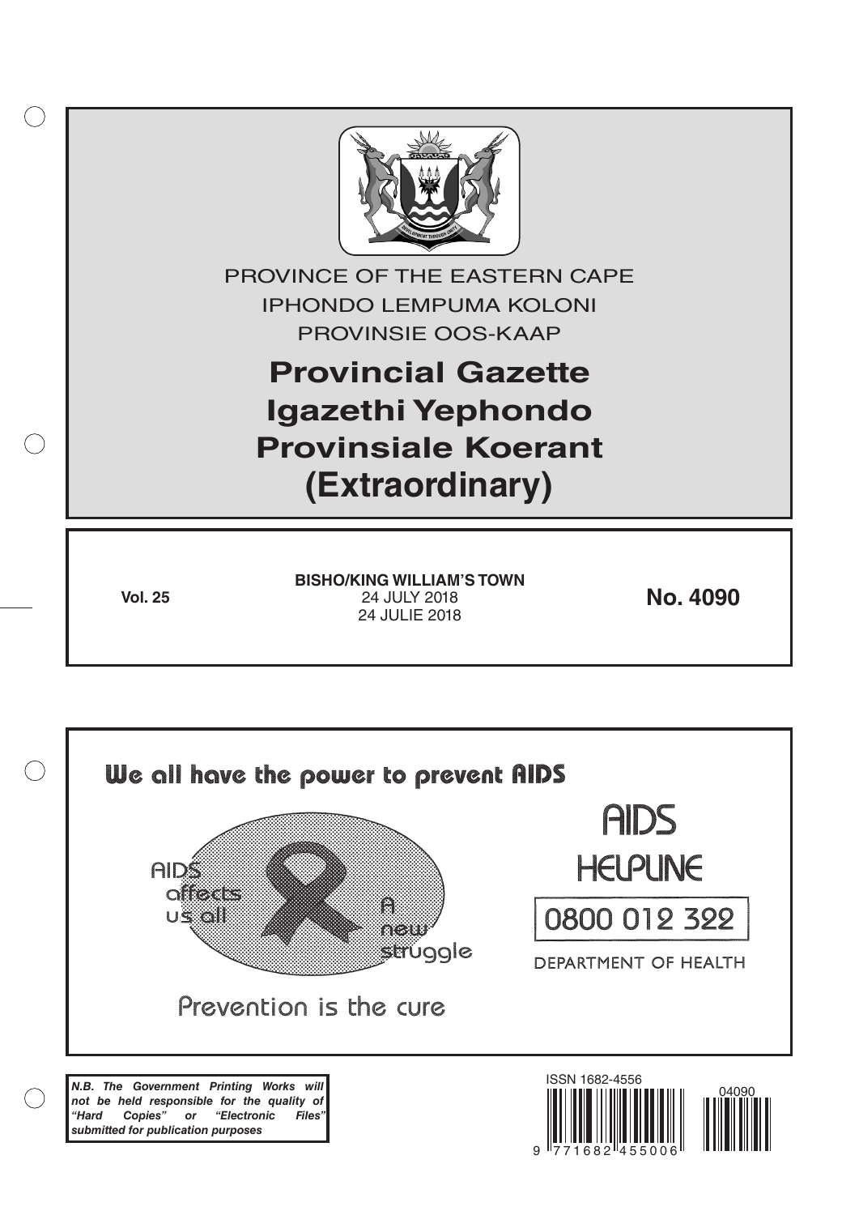PROVINCE OF THE EASTERN CAPE

IPHONDO LEMPUMA KOLONI

PROVINSIE OOS-KAAP

# Provincial Gazette
# Igazethi Yephondo
# Provinsiale Koerant
# (Extraordinary)

**Vol. 25**

**BISHO/KING WILLIAM'S TOWN**
24 JULY 2018
24 JULIE 2018

**No. 4090**

**We all have the power to prevent AIDS**

AIDS affects us all

A new struggle

Prevention is the cure

AIDS HELPLINE

0800 012 322

DEPARTMENT OF HEALTH

***N.B. The Government Printing Works will not be held responsible for the quality of "Hard Copies" or "Electronic Files" submitted for publication purposes***

ISSN 1682-4556

9 771682 455006 04090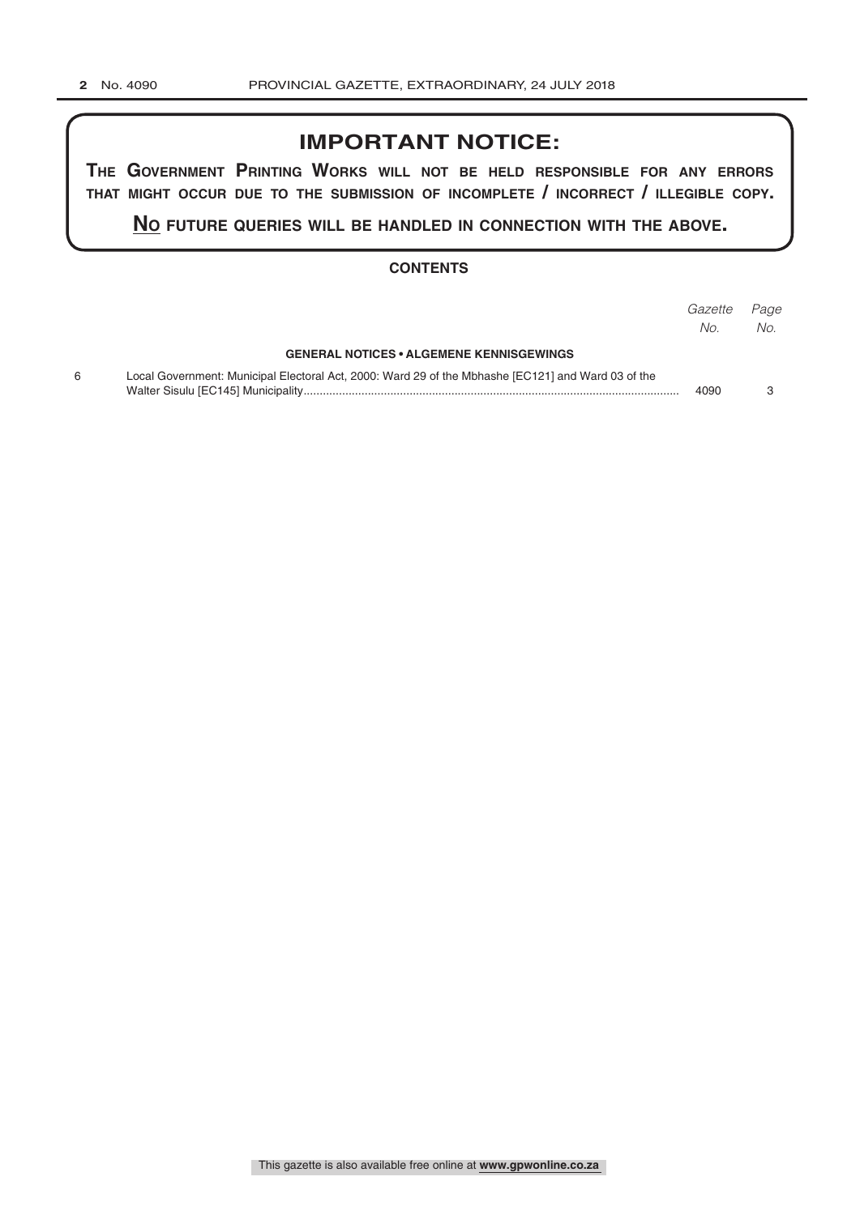## IMPORTANT NOTICE:

**THE GOVERNMENT PRINTING WORKS WILL NOT BE HELD RESPONSIBLE FOR ANY ERRORS THAT MIGHT OCCUR DUE TO THE SUBMISSION OF INCOMPLETE / INCORRECT / ILLEGIBLE COPY.**

**NO FUTURE QUERIES WILL BE HANDLED IN CONNECTION WITH THE ABOVE.**

### CONTENTS

| | | *Gazette No.* | *Page No.* |
|---|---|---|---|
| | **GENERAL NOTICES • ALGEMENE KENNISGEWINGS** | | |
| 6 | Local Government: Municipal Electoral Act, 2000: Ward 29 of the Mbhashe [EC121] and Ward 03 of the Walter Sisulu [EC145] Municipality | 4090 | 3 |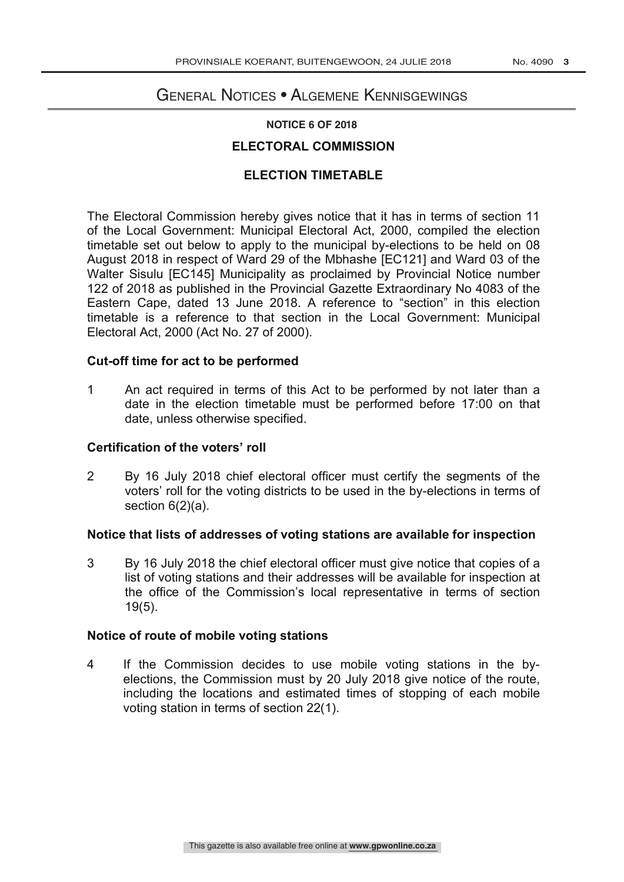# General Notices • Algemene Kennisgewings

**NOTICE 6 OF 2018**

## ELECTORAL COMMISSION

## ELECTION TIMETABLE

The Electoral Commission hereby gives notice that it has in terms of section 11 of the Local Government: Municipal Electoral Act, 2000, compiled the election timetable set out below to apply to the municipal by-elections to be held on 08 August 2018 in respect of Ward 29 of the Mbhashe [EC121] and Ward 03 of the Walter Sisulu [EC145] Municipality as proclaimed by Provincial Notice number 122 of 2018 as published in the Provincial Gazette Extraordinary No 4083 of the Eastern Cape, dated 13 June 2018. A reference to "section" in this election timetable is a reference to that section in the Local Government: Municipal Electoral Act, 2000 (Act No. 27 of 2000).

### Cut-off time for act to be performed

1 An act required in terms of this Act to be performed by not later than a date in the election timetable must be performed before 17:00 on that date, unless otherwise specified.

### Certification of the voters' roll

2 By 16 July 2018 chief electoral officer must certify the segments of the voters' roll for the voting districts to be used in the by-elections in terms of section 6(2)(a).

### Notice that lists of addresses of voting stations are available for inspection

3 By 16 July 2018 the chief electoral officer must give notice that copies of a list of voting stations and their addresses will be available for inspection at the office of the Commission's local representative in terms of section 19(5).

### Notice of route of mobile voting stations

4 If the Commission decides to use mobile voting stations in the by-elections, the Commission must by 20 July 2018 give notice of the route, including the locations and estimated times of stopping of each mobile voting station in terms of section 22(1).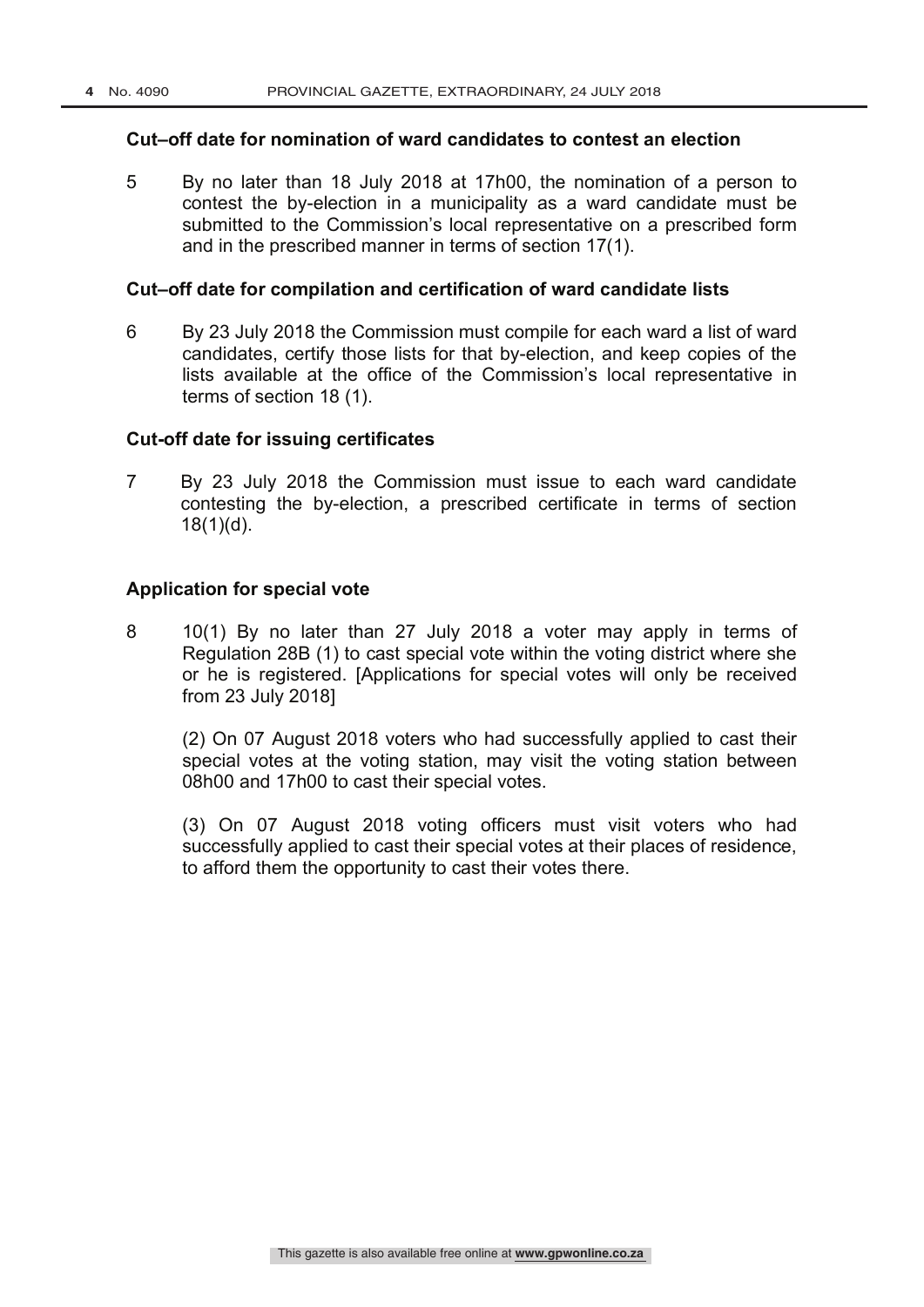**Cut–off date for nomination of ward candidates to contest an election**

5 By no later than 18 July 2018 at 17h00, the nomination of a person to contest the by-election in a municipality as a ward candidate must be submitted to the Commission's local representative on a prescribed form and in the prescribed manner in terms of section 17(1).

**Cut–off date for compilation and certification of ward candidate lists**

6 By 23 July 2018 the Commission must compile for each ward a list of ward candidates, certify those lists for that by-election, and keep copies of the lists available at the office of the Commission's local representative in terms of section 18 (1).

**Cut-off date for issuing certificates**

7 By 23 July 2018 the Commission must issue to each ward candidate contesting the by-election, a prescribed certificate in terms of section 18(1)(d).

**Application for special vote**

8 10(1) By no later than 27 July 2018 a voter may apply in terms of Regulation 28B (1) to cast special vote within the voting district where she or he is registered. [Applications for special votes will only be received from 23 July 2018]

(2) On 07 August 2018 voters who had successfully applied to cast their special votes at the voting station, may visit the voting station between 08h00 and 17h00 to cast their special votes.

(3) On 07 August 2018 voting officers must visit voters who had successfully applied to cast their special votes at their places of residence, to afford them the opportunity to cast their votes there.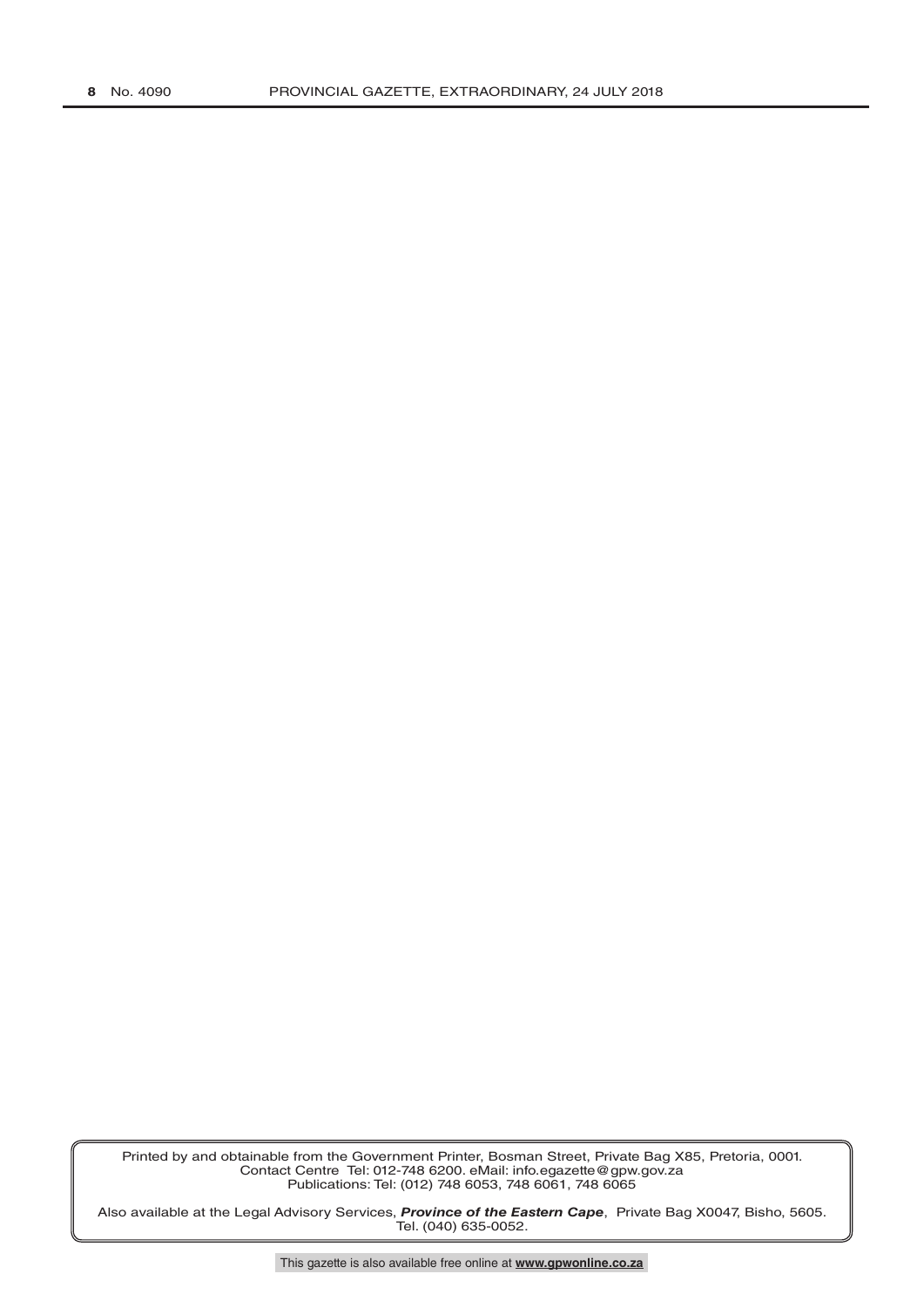Printed by and obtainable from the Government Printer, Bosman Street, Private Bag X85, Pretoria, 0001.
Contact Centre Tel: 012-748 6200. eMail: info.egazette@gpw.gov.za
Publications: Tel: (012) 748 6053, 748 6061, 748 6065

Also available at the Legal Advisory Services, ***Province of the Eastern Cape***, Private Bag X0047, Bisho, 5605.
Tel. (040) 635-0052.

This gazette is also available free online at **www.gpwonline.co.za**